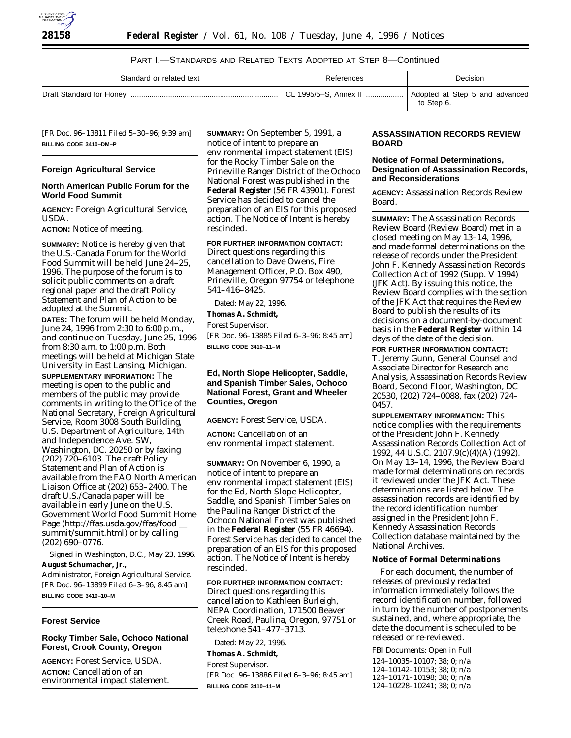PART I.—STANDARDS AND RELATED TEXTS ADOPTED AT STEP 8—Continued

| Standard or related text | References | Decision |
|---|---|---|
| Draft Standard for Honey | CL 1995/5–S, Annex II | Adopted at Step 5 and advanced to Step 6. |

[FR Doc. 96–13811 Filed 5–30–96; 9:39 am]

**BILLING CODE 3410–DM–P**

## Foreign Agricultural Service

### North American Public Forum for the World Food Summit

**AGENCY:** Foreign Agricultural Service, USDA.

**ACTION:** Notice of meeting.

**SUMMARY:** Notice is hereby given that the U.S.-Canada Forum for the World Food Summit will be held June 24–25, 1996. The purpose of the forum is to solicit public comments on a draft regional paper and the draft Policy Statement and Plan of Action to be adopted at the Summit.

**DATES:** The forum will be held Monday, June 24, 1996 from 2:30 to 6:00 p.m., and continue on Tuesday, June 25, 1996 from 8:30 a.m. to 1:00 p.m. Both meetings will be held at Michigan State University in East Lansing, Michigan.

**SUPPLEMENTARY INFORMATION:** The meeting is open to the public and members of the public may provide comments in writing to the Office of the National Secretary, Foreign Agricultural Service, Room 3008 South Building, U.S. Department of Agriculture, 14th and Independence Ave. SW, Washington, DC. 20250 or by faxing (202) 720–6103. The draft Policy Statement and Plan of Action is available from the FAO North American Liaison Office at (202) 653–2400. The draft U.S./Canada paper will be available in early June on the U.S. Government World Food Summit Home Page (http://ffas.usda.gov/ffas/food__summit/summit.html) or by calling (202) 690–0776.

Signed in Washington, D.C., May 23, 1996.

**August Schumacher, Jr.,**

*Administrator, Foreign Agricultural Service.*

[FR Doc. 96–13899 Filed 6–3–96; 8:45 am]

**BILLING CODE 3410–10–M**

## Forest Service

### Rocky Timber Sale, Ochoco National Forest, Crook County, Oregon

**AGENCY:** Forest Service, USDA.

**ACTION:** Cancellation of an environmental impact statement.

**SUMMARY:** On September 5, 1991, a notice of intent to prepare an environmental impact statement (EIS) for the Rocky Timber Sale on the Prineville Ranger District of the Ochoco National Forest was published in the **Federal Register** (56 FR 43901). Forest Service has decided to cancel the preparation of an EIS for this proposed action. The Notice of Intent is hereby rescinded.

**FOR FURTHER INFORMATION CONTACT:** Direct questions regarding this cancellation to Dave Owens, Fire Management Officer, P.O. Box 490, Prineville, Oregon 97754 or telephone 541–416–8425.

Dated: May 22, 1996.

**Thomas A. Schmidt,**

*Forest Supervisor.*

[FR Doc. 96–13885 Filed 6–3–96; 8:45 am]

**BILLING CODE 3410–11–M**

### Ed, North Slope Helicopter, Saddle, and Spanish Timber Sales, Ochoco National Forest, Grant and Wheeler Counties, Oregon

**AGENCY:** Forest Service, USDA.

**ACTION:** Cancellation of an environmental impact statement.

**SUMMARY:** On November 6, 1990, a notice of intent to prepare an environmental impact statement (EIS) for the Ed, North Slope Helicopter, Saddle, and Spanish Timber Sales on the Paulina Ranger District of the Ochoco National Forest was published in the **Federal Register** (55 FR 46694). Forest Service has decided to cancel the preparation of an EIS for this proposed action. The Notice of Intent is hereby rescinded.

**FOR FURTHER INFORMATION CONTACT:** Direct questions regarding this cancellation to Kathleen Burleigh, NEPA Coordination, 171500 Beaver Creek Road, Paulina, Oregon, 97751 or telephone 541–477–3713.

Dated: May 22, 1996.

**Thomas A. Schmidt,**

*Forest Supervisor.*

[FR Doc. 96–13886 Filed 6–3–96; 8:45 am]

**BILLING CODE 3410–11–M**

## ASSASSINATION RECORDS REVIEW BOARD

### Notice of Formal Determinations, Designation of Assassination Records, and Reconsiderations

**AGENCY:** Assassination Records Review Board.

**SUMMARY:** The Assassination Records Review Board (Review Board) met in a closed meeting on May 13–14, 1996, and made formal determinations on the release of records under the President John F. Kennedy Assassination Records Collection Act of 1992 (Supp. V 1994) (JFK Act). By issuing this notice, the Review Board complies with the section of the JFK Act that requires the Review Board to publish the results of its decisions on a document-by-document basis in the **Federal Register** within 14 days of the date of the decision.

**FOR FURTHER INFORMATION CONTACT:** T. Jeremy Gunn, General Counsel and Associate Director for Research and Analysis, Assassination Records Review Board, Second Floor, Washington, DC 20530, (202) 724–0088, fax (202) 724–0457.

**SUPPLEMENTARY INFORMATION:** This notice complies with the requirements of the President John F. Kennedy Assassination Records Collection Act of 1992, 44 U.S.C. 2107.9(c)(4)(A) (1992). On May 13–14, 1996, the Review Board made formal determinations on records it reviewed under the JFK Act. These determinations are listed below. The assassination records are identified by the record identification number assigned in the President John F. Kennedy Assassination Records Collection database maintained by the National Archives.

**Notice of Formal Determinations**

For each document, the number of releases of previously redacted information immediately follows the record identification number, followed in turn by the number of postponements sustained, and, where appropriate, the date the document is scheduled to be released or re-reviewed.

FBI Documents: Open in Full

124–10035–10107; 38; 0; n/a
124–10142–10153; 38; 0; n/a
124–10171–10198; 38; 0; n/a
124–10228–10241; 38; 0; n/a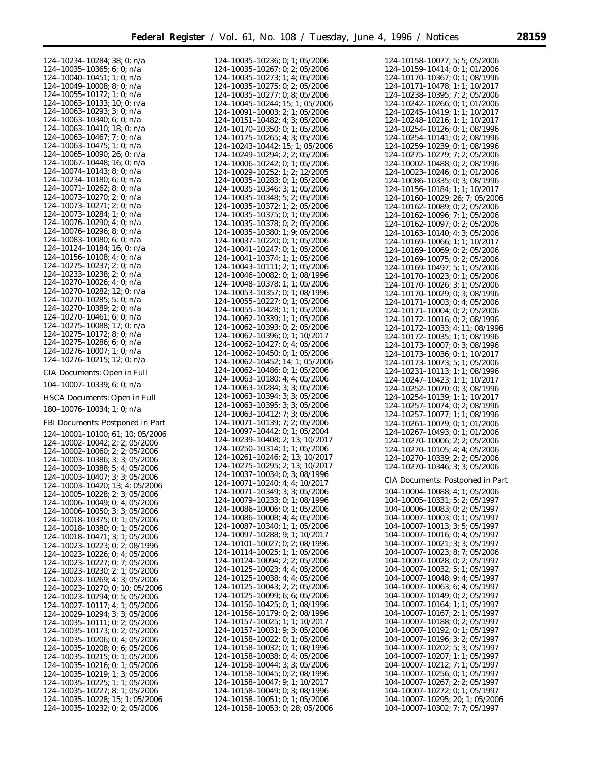124–10234–10284; 38; 0; n/a
124–10035–10365; 6; 0; n/a
124–10040–10451; 1; 0; n/a
124–10049–10008; 8; 0; n/a
124–10055–10172; 1; 0; n/a
124–10063–10133; 10; 0; n/a
124–10063–10293; 3; 0; n/a
124–10063–10340; 6; 0; n/a
124–10063–10410; 18; 0; n/a
124–10063–10467; 7; 0; n/a
124–10063–10475; 1; 0; n/a
124–10065–10090; 26; 0; n/a
124–10067–10448; 16; 0; n/a
124–10074–10143; 8; 0; n/a
124–10234–10180; 6; 0; n/a
124–10071–10262; 8; 0; n/a
124–10073–10270; 2; 0; n/a
124–10073–10271; 2; 0; n/a
124–10073–10284; 1; 0; n/a
124–10076–10290; 4; 0; n/a
124–10076–10296; 8; 0; n/a
124–10083–10080; 6; 0; n/a
124–10124–10184; 16; 0; n/a
124–10156–10108; 4; 0; n/a
124–10275–10237; 2; 0; n/a
124–10233–10238; 2; 0; n/a
124–10270–10026; 4; 0; n/a
124–10270–10282; 12; 0; n/a
124–10270–10285; 5; 0; n/a
124–10270–10389; 2; 0; n/a
124–10270–10461; 6; 0; n/a
124–10275–10088; 17; 0; n/a
124–10275–10172; 8; 0; n/a
124–10275–10286; 6; 0; n/a
124–10276–10007; 1; 0; n/a
124–10276–10215; 12; 0; n/a

CIA Documents: Open in Full

104–10007–10339; 6; 0; n/a

HSCA Documents: Open in Full

180–10076–10034; 1; 0; n/a

FBI Documents: Postponed in Part

124–10001–10100; 61; 10; 05/2006
124–10002–10042; 2; 2; 05/2006
124–10002–10060; 2; 2; 05/2006
124–10003–10386; 3; 3; 05/2006
124–10003–10388; 5; 4; 05/2006
124–10003–10407; 3; 3; 05/2006
124–10003–10420; 13; 4; 05/2006
124–10005–10228; 2; 3; 05/2006
124–10006–10049; 0; 4; 05/2006
124–10006–10050; 3; 3; 05/2006
124–10018–10375; 0; 1; 05/2006
124–10018–10380; 0; 1; 05/2006
124–10018–10471; 3; 1; 05/2006
124–10023–10223; 0; 2; 08/1996
124–10023–10226; 0; 4; 05/2006
124–10023–10227; 0; 7; 05/2006
124–10023–10230; 2; 1; 05/2006
124–10023–10269; 4; 3; 05/2006
124–10023–10270; 0; 10; 05/2006
124–10023–10294; 0; 5; 05/2006
124–10027–10117; 4; 1; 05/2006
124–10029–10294; 3; 3; 05/2006
124–10035–10111; 0; 2; 05/2006
124–10035–10173; 0; 2; 05/2006
124–10035–10206; 0; 4; 05/2006
124–10035–10208; 0; 6; 05/2006
124–10035–10215; 0; 1; 05/2006
124–10035–10216; 0; 1; 05/2006
124–10035–10219; 1; 3; 05/2006
124–10035–10225; 1; 1; 05/2006
124–10035–10227; 8; 1; 05/2006
124–10035–10228; 15; 1; 05/2006
124–10035–10232; 0; 2; 05/2006
124–10035–10236; 0; 1; 05/2006
124–10035–10267; 0; 2; 05/2006
124–10035–10273; 1; 4; 05/2006
124–10035–10275; 0; 2; 05/2006
124–10035–10277; 0; 8; 05/2006
124–10045–10244; 15; 1; 05/2006
124–10091–10003; 2; 1; 05/2006
124–10151–10482; 4; 3; 05/2006
124–10170–10350; 0; 1; 05/2006
124–10175–10265; 4; 3; 05/2006
124–10243–10442; 15; 1; 05/2006
124–10249–10294; 2; 2; 05/2006
124–10006–10242; 0; 1; 05/2006
124–10029–10252; 1; 2; 12/2005
124–10035–10283; 0; 1; 05/2006
124–10035–10346; 3; 1; 05/2006
124–10035–10348; 5; 2; 05/2006
124–10035–10372; 1; 2; 05/2006
124–10035–10375; 0; 1; 05/2006
124–10035–10378; 0; 2; 05/2006
124–10035–10380; 1; 9; 05/2006
124–10037–10220; 0; 1; 05/2006
124–10041–10247; 0; 1; 05/2006
124–10041–10374; 1; 1; 05/2006
124–10043–10111; 2; 1; 05/2006
124–10046–10082; 0; 1; 08/1996
124–10048–10378; 1; 1; 05/2006
124–10053–10357; 0; 1; 08/1996
124–10055–10227; 0; 1; 05/2006
124–10055–10428; 1; 1; 05/2006
124–10062–10339; 1; 1; 05/2006
124–10062–10393; 0; 2; 05/2006
124–10062–10396; 0; 1; 10/2017
124–10062–10427; 0; 4; 05/2006
124–10062–10450; 0; 1; 05/2006
124–10062–10452; 14; 1; 05/2006
124–10062–10486; 0; 1; 05/2006
124–10063–10180; 4; 4; 05/2006
124–10063–10284; 3; 3; 05/2006
124–10063–10394; 3; 3; 05/2006
124–10063–10395; 3; 3; 05/2006
124–10063–10412; 7; 3; 05/2006
124–10071–10139; 7; 2; 05/2006
124–10097–10442; 0; 1; 05/2004
124–10239–10408; 2; 13; 10/2017
124–10250–10314; 1; 1; 05/2006
124–10261–10246; 2; 13; 10/2017
124–10275–10295; 2; 13; 10/2017
124–10037–10034; 0; 3; 08/1996
124–10071–10240; 4; 4; 10/2017
124–10071–10349; 3; 3; 05/2006
124–10079–10233; 0; 1; 08/1996
124–10086–10006; 0; 1; 05/2006
124–10086–10008; 4; 4; 05/2006
124–10087–10340; 1; 1; 05/2006
124–10097–10288; 9; 1; 10/2017
124–10101–10027; 0; 2; 08/1996
124–10114–10025; 1; 1; 05/2006
124–10124–10094; 2; 2; 05/2006
124–10125–10023; 4; 4; 05/2006
124–10125–10038; 4; 4; 05/2006
124–10125–10043; 2; 2; 05/2006
124–10125–10099; 6; 6; 05/2006
124–10150–10425; 0; 1; 08/1996
124–10156–10179; 0; 2; 08/1996
124–10157–10025; 1; 1; 10/2017
124–10157–10031; 9; 3; 05/2006
124–10158–10022; 0; 1; 05/2006
124–10158–10032; 0; 1; 08/1996
124–10158–10038; 0; 4; 05/2006
124–10158–10044; 3; 3; 05/2006
124–10158–10045; 0; 2; 08/1996
124–10158–10047; 9; 1; 10/2017
124–10158–10049; 0; 3; 08/1996
124–10158–10051; 0; 1; 05/2006
124–10158–10053; 0; 28; 05/2006
124–10158–10077; 5; 5; 05/2006
124–10159–10414; 0; 1; 01/2006
124–10170–10367; 0; 1; 08/1996
124–10171–10478; 1; 1; 10/2017
124–10238–10395; 7; 2; 05/2006
124–10242–10266; 0; 1; 01/2006
124–10245–10419; 1; 1; 10/2017
124–10248–10216; 1; 1; 10/2017
124–10254–10126; 0; 1; 08/1996
124–10254–10141; 0; 2; 08/1996
124–10259–10239; 0; 1; 08/1996
124–10275–10279; 7; 2; 05/2006
124–10002–10488; 0; 2; 08/1996
124–10023–10246; 0; 1; 01/2006
124–10086–10335; 0; 3; 08/1996
124–10156–10184; 1; 1; 10/2017
124–10160–10029; 26; 7; 05/2006
124–10162–10089; 0; 2; 05/2006
124–10162–10096; 7; 1; 05/2006
124–10162–10097; 0; 2; 05/2006
124–10163–10140; 4; 3; 05/2006
124–10169–10066; 1; 1; 10/2017
124–10169–10069; 0; 2; 05/2006
124–10169–10075; 0; 2; 05/2006
124–10169–10497; 5; 1; 05/2006
124–10170–10023; 0; 1; 05/2006
124–10170–10026; 3; 1; 05/2006
124–10170–10029; 0; 3; 08/1996
124–10171–10003; 0; 4; 05/2006
124–10171–10004; 0; 2; 05/2006
124–10172–10016; 0; 2; 08/1996
124–10172–10033; 4; 11; 08/1996
124–10172–10035; 1; 1; 08/1996
124–10173–10007; 0; 3; 08/1996
124–10173–10036; 0; 1; 10/2017
124–10173–10073; 5; 1; 05/2006
124–10231–10113; 1; 1; 08/1996
124–10247–10423; 1; 1; 10/2017
124–10252–10070; 0; 3; 08/1996
124–10254–10139; 1; 1; 10/2017
124–10257–10074; 0; 2; 08/1996
124–10257–10077; 1; 1; 08/1996
124–10261–10079; 0; 1; 01/2006
124–10267–10493; 0; 1; 01/2006
124–10270–10006; 2; 2; 05/2006
124–10270–10105; 4; 4; 05/2006
124–10270–10339; 2; 2; 05/2006
124–10270–10346; 3; 3; 05/2006

CIA Documents: Postponed in Part

104–10004–10088; 4; 1; 05/2006
104–10005–10331; 5; 2; 05/1997
104–10006–10083; 0; 2; 05/1997
104–10007–10003; 0; 1; 05/1997
104–10007–10013; 3; 5; 05/1997
104–10007–10016; 0; 4; 05/1997
104–10007–10021; 3; 3; 05/1997
104–10007–10023; 8; 7; 05/2006
104–10007–10028; 0; 2; 05/1997
104–10007–10032; 5; 1; 05/1997
104–10007–10048; 9; 4; 05/1997
104–10007–10063; 6; 4; 05/1997
104–10007–10149; 0; 2; 05/1997
104–10007–10164; 1; 1; 05/1997
104–10007–10167; 2; 1; 05/1997
104–10007–10188; 0; 2; 05/1997
104–10007–10192; 0; 1; 05/1997
104–10007–10196; 3; 2; 05/1997
104–10007–10202; 5; 3; 05/1997
104–10007–10207; 1; 1; 05/1997
104–10007–10212; 7; 1; 05/1997
104–10007–10256; 0; 1; 05/1997
104–10007–10267; 2; 2; 05/1997
104–10007–10272; 0; 1; 05/1997
104–10007–10295; 20; 1; 05/2006
104–10007–10302; 7; 7; 05/1997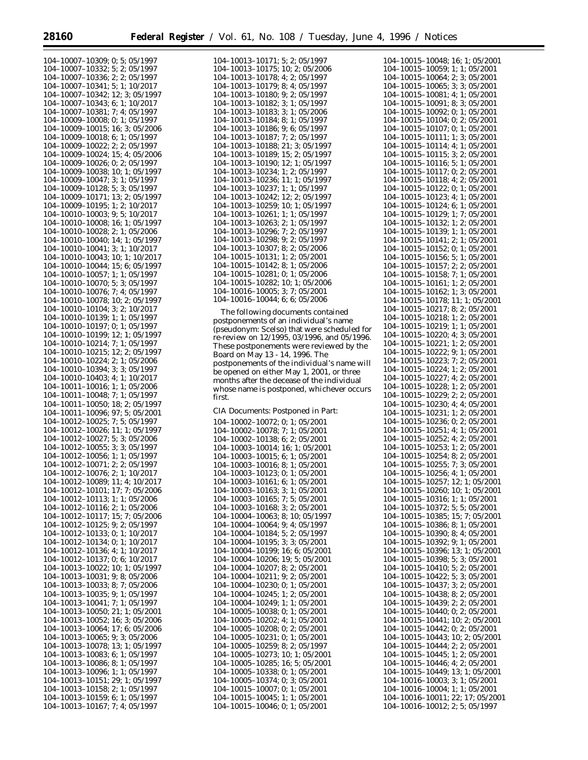104–10007–10309; 0; 5; 05/1997
104–10007–10332; 5; 2; 05/1997
104–10007–10336; 2; 2; 05/1997
104–10007–10341; 5; 1; 10/2017
104–10007–10342; 12; 3; 05/1997
104–10007–10343; 6; 1; 10/2017
104–10007–10381; 7; 4; 05/1997
104–10009–10008; 0; 1; 05/1997
104–10009–10015; 16; 3; 05/2006
104–10009–10018; 6; 1; 05/1997
104–10009–10022; 2; 2; 05/1997
104–10009–10024; 15; 4; 05/2006
104–10009–10026; 0; 2; 05/1997
104–10009–10038; 10; 1; 05/1997
104–10009–10047; 3; 1; 05/1997
104–10009–10128; 5; 3; 05/1997
104–10009–10171; 13; 2; 05/1997
104–10009–10195; 1; 2; 10/2017
104–10010–10003; 9; 5; 10/2017
104–10010–10008; 16; 1; 05/1997
104–10010–10028; 2; 1; 05/2006
104–10010–10040; 14; 1; 05/1997
104–10010–10041; 3; 1; 10/2017
104–10010–10043; 10; 1; 10/2017
104–10010–10044; 15; 6; 05/1997
104–10010–10057; 1; 1; 05/1997
104–10010–10070; 5; 3; 05/1997
104–10010–10076; 7; 4; 05/1997
104–10010–10078; 10; 2; 05/1997
104–10010–10104; 3; 2; 10/2017
104–10010–10139; 1; 1; 05/1997
104–10010–10197; 0; 1; 05/1997
104–10010–10199; 12; 1; 05/1997
104–10010–10214; 7; 1; 05/1997
104–10010–10215; 12; 2; 05/1997
104–10010–10224; 2; 1; 05/2006
104–10010–10394; 3; 3; 05/1997
104–10010–10403; 4; 1; 10/2017
104–10011–10016; 1; 1; 05/2006
104–10011–10048; 7; 1; 05/1997
104–10011–10050; 18; 2; 05/1997
104–10011–10096; 97; 5; 05/2001
104–10012–10025; 7; 5; 05/1997
104–10012–10026; 11; 1; 05/1997
104–10012–10027; 5; 3; 05/2006
104–10012–10055; 3; 3; 05/1997
104–10012–10056; 1; 1; 05/1997
104–10012–10071; 2; 2; 05/1997
104–10012–10076; 2; 1; 10/2017
104–10012–10089; 11; 4; 10/2017
104–10012–10101; 17; 7; 05/2006
104–10012–10113; 1; 1; 05/2006
104–10012–10116; 2; 1; 05/2006
104–10012–10117; 15; 7; 05/2006
104–10012–10125; 9; 2; 05/1997
104–10012–10133; 0; 1; 10/2017
104–10012–10134; 0; 1; 10/2017
104–10012–10136; 4; 1; 10/2017
104–10012–10137; 0; 6; 10/2017
104–10013–10022; 10; 1; 05/1997
104–10013–10031; 9; 8; 05/2006
104–10013–10033; 8; 7; 05/2006
104–10013–10035; 9; 1; 05/1997
104–10013–10041; 7; 1; 05/1997
104–10013–10050; 21; 1; 05/2001
104–10013–10052; 16; 3; 05/2006
104–10013–10064; 17; 6; 05/2006
104–10013–10065; 9; 3; 05/2006
104–10013–10078; 13; 1; 05/1997
104–10013–10083; 6; 1; 05/1997
104–10013–10086; 8; 1; 05/1997
104–10013–10096; 1; 1; 05/1997
104–10013–10151; 29; 1; 05/1997
104–10013–10158; 2; 1; 05/1997
104–10013–10159; 6; 1; 05/1997
104–10013–10167; 7; 4; 05/1997
104–10013–10171; 5; 2; 05/1997
104–10013–10175; 10; 2; 05/2006
104–10013–10178; 4; 2; 05/1997
104–10013–10179; 8; 4; 05/1997
104–10013–10180; 9; 2; 05/1997
104–10013–10182; 3; 1; 05/1997
104–10013–10183; 3; 1; 05/2006
104–10013–10184; 8; 1; 05/1997
104–10013–10186; 9; 6; 05/1997
104–10013–10187; 7; 2; 05/1997
104–10013–10188; 21; 3; 05/1997
104–10013–10189; 15; 2; 05/1997
104–10013–10190; 12; 1; 05/1997
104–10013–10234; 1; 2; 05/1997
104–10013–10236; 11; 1; 05/1997
104–10013–10237; 1; 1; 05/1997
104–10013–10242; 12; 2; 05/1997
104–10013–10259; 10; 1; 05/1997
104–10013–10261; 1; 1; 05/1997
104–10013–10263; 2; 1; 05/1997
104–10013–10296; 7; 2; 05/1997
104–10013–10298; 9; 2; 05/1997
104–10013–10307; 8; 2; 05/2006
104–10015–10131; 1; 2; 05/2001
104–10015–10142; 8; 1; 05/2006
104–10015–10281; 0; 1; 05/2006
104–10015–10282; 10; 1; 05/2006
104–10016–10005; 3; 7; 05/2001
104–10016–10044; 6; 6; 05/2006

The following documents contained postponements of an individual's name (pseudonym: Scelso) that were scheduled for re-review on 12/1995, 03/1996, and 05/1996. These postponements were reviewed by the Board on May 13 - 14, 1996. The postponements of the individual's name will be opened on either May 1, 2001, or three months after the decease of the individual whose name is postponed, whichever occurs first.

CIA Documents: Postponed in Part:

104–10002–10072; 0; 1; 05/2001
104–10002–10078; 7; 1; 05/2001
104–10002–10138; 6; 2; 05/2001
104–10003–10014; 16; 1; 05/2001
104–10003–10015; 6; 1; 05/2001
104–10003–10016; 8; 1; 05/2001
104–10003–10123; 0; 1; 05/2001
104–10003–10161; 6; 1; 05/2001
104–10003–10163; 3; 1; 05/2001
104–10003–10165; 7; 5; 05/2001
104–10003–10168; 3; 2; 05/2001
104–10004–10063; 8; 10; 05/1997
104–10004–10064; 9; 4; 05/1997
104–10004–10184; 5; 2; 05/1997
104–10004–10195; 3; 3; 05/2001
104–10004–10199; 16; 6; 05/2001
104–10004–10206; 19; 5; 05/2001
104–10004–10207; 8; 2; 05/2001
104–10004–10211; 9; 2; 05/2001
104–10004–10230; 0; 1; 05/2001
104–10004–10245; 1; 2; 05/2001
104–10004–10249; 1; 1; 05/2001
104–10005–10038; 0; 1; 05/2001
104–10005–10202; 4; 1; 05/2001
104–10005–10208; 0; 2; 05/2001
104–10005–10231; 0; 1; 05/2001
104–10005–10259; 8; 2; 05/1997
104–10005–10273; 10; 1; 05/2001
104–10005–10285; 16; 5; 05/2001
104–10005–10338; 0; 1; 05/2001
104–10005–10374; 0; 3; 05/2001
104–10015–10007; 0; 1; 05/2001
104–10015–10045; 1; 1; 05/2001
104–10015–10046; 0; 1; 05/2001
104–10015–10048; 16; 1; 05/2001
104–10015–10059; 1; 1; 05/2001
104–10015–10064; 2; 3; 05/2001
104–10015–10065; 3; 3; 05/2001
104–10015–10081; 4; 1; 05/2001
104–10015–10091; 8; 3; 05/2001
104–10015–10092; 0; 1; 05/2001
104–10015–10104; 0; 2; 05/2001
104–10015–10107; 0; 1; 05/2001
104–10015–10111; 1; 3; 05/2001
104–10015–10114; 4; 1; 05/2001
104–10015–10115; 3; 2; 05/2001
104–10015–10116; 5; 1; 05/2001
104–10015–10117; 0; 2; 05/2001
104–10015–10118; 4; 2; 05/2001
104–10015–10122; 0; 1; 05/2001
104–10015–10123; 4; 1; 05/2001
104–10015–10124; 6; 1; 05/2001
104–10015–10129; 1; 7; 05/2001
104–10015–10132; 1; 2; 05/2001
104–10015–10139; 1; 1; 05/2001
104–10015–10141; 2; 1; 05/2001
104–10015–10152; 0; 1; 05/2001
104–10015–10156; 5; 1; 05/2001
104–10015–10157; 2; 2; 05/2001
104–10015–10158; 7; 1; 05/2001
104–10015–10161; 1; 2; 05/2001
104–10015–10162; 1; 3; 05/2001
104–10015–10178; 11; 1; 05/2001
104–10015–10217; 8; 2; 05/2001
104–10015–10218; 1; 2; 05/2001
104–10015–10219; 1; 1; 05/2001
104–10015–10220; 4; 3; 05/2001
104–10015–10221; 1; 2; 05/2001
104–10015–10222; 9; 1; 05/2001
104–10015–10223; 7; 2; 05/2001
104–10015–10224; 1; 2; 05/2001
104–10015–10227; 4; 2; 05/2001
104–10015–10228; 1; 2; 05/2001
104–10015–10229; 2; 2; 05/2001
104–10015–10230; 4; 4; 05/2001
104–10015–10231; 1; 2; 05/2001
104–10015–10236; 0; 2; 05/2001
104–10015–10251; 4; 1; 05/2001
104–10015–10252; 4; 2; 05/2001
104–10015–10253; 1; 2; 05/2001
104–10015–10254; 8; 2; 05/2001
104–10015–10255; 7; 3; 05/2001
104–10015–10256; 4; 1; 05/2001
104–10015–10257; 12; 1; 05/2001
104–10015–10260; 10; 1; 05/2001
104–10015–10316; 1; 1; 05/2001
104–10015–10372; 5; 5; 05/2001
104–10015–10385; 15; 7; 05/2001
104–10015–10386; 8; 1; 05/2001
104–10015–10390; 8; 4; 05/2001
104–10015–10392; 9; 1; 05/2001
104–10015–10396; 13; 1; 05/2001
104–10015–10398; 5; 3; 05/2001
104–10015–10410; 5; 2; 05/2001
104–10015–10422; 5; 3; 05/2001
104–10015–10437; 3; 2; 05/2001
104–10015–10438; 8; 2; 05/2001
104–10015–10439; 2; 2; 05/2001
104–10015–10440; 0; 2; 05/2001
104–10015–10441; 10; 2; 05/2001
104–10015–10442; 0; 2; 05/2001
104–10015–10443; 10; 2; 05/2001
104–10015–10444; 2; 2; 05/2001
104–10015–10445; 1; 2; 05/2001
104–10015–10446; 4; 2; 05/2001
104–10015–10449; 13; 1; 05/2001
104–10016–10003; 3; 1; 05/2001
104–10016–10004; 1; 1; 05/2001
104–10016–10011; 22; 17; 05/2001
104–10016–10012; 2; 5; 05/1997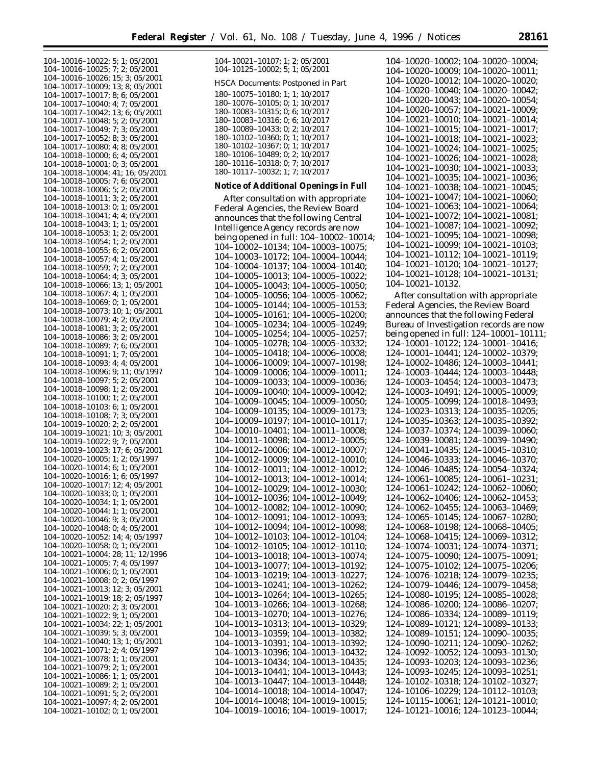104–10016–10022; 5; 1; 05/2001
104–10016–10025; 7; 2; 05/2001
104–10016–10026; 15; 3; 05/2001
104–10017–10009; 13; 8; 05/2001
104–10017–10017; 8; 6; 05/2001
104–10017–10040; 4; 7; 05/2001
104–10017–10042; 13; 6; 05/2001
104–10017–10048; 5; 2; 05/2001
104–10017–10049; 7; 3; 05/2001
104–10017–10052; 8; 3; 05/2001
104–10017–10080; 4; 8; 05/2001
104–10018–10000; 6; 4; 05/2001
104–10018–10001; 0; 3; 05/2001
104–10018–10004; 41; 16; 05/2001
104–10018–10005; 7; 6; 05/2001
104–10018–10006; 5; 2; 05/2001
104–10018–10011; 3; 2; 05/2001
104–10018–10013; 0; 1; 05/2001
104–10018–10041; 4; 4; 05/2001
104–10018–10043; 1; 1; 05/2001
104–10018–10053; 1; 2; 05/2001
104–10018–10054; 1; 2; 05/2001
104–10018–10055; 6; 2; 05/2001
104–10018–10057; 4; 1; 05/2001
104–10018–10059; 7; 2; 05/2001
104–10018–10064; 4; 3; 05/2001
104–10018–10066; 13; 1; 05/2001
104–10018–10067; 4; 1; 05/2001
104–10018–10069; 0; 1; 05/2001
104–10018–10073; 10; 1; 05/2001
104–10018–10079; 4; 2; 05/2001
104–10018–10081; 3; 2; 05/2001
104–10018–10086; 3; 2; 05/2001
104–10018–10089; 7; 6; 05/2001
104–10018–10091; 1; 7; 05/2001
104–10018–10093; 4; 4; 05/2001
104–10018–10096; 9; 11; 05/1997
104–10018–10097; 5; 2; 05/2001
104–10018–10098; 1; 2; 05/2001
104–10018–10100; 1; 2; 05/2001
104–10018–10103; 6; 1; 05/2001
104–10018–10108; 7; 3; 05/2001
104–10019–10020; 2; 2; 05/2001
104–10019–10021; 10; 3; 05/2001
104–10019–10022; 9; 7; 05/2001
104–10019–10023; 17; 6; 05/2001
104–10020–10005; 1; 2; 05/1997
104–10020–10014; 6; 1; 05/2001
104–10020–10016; 1; 6; 05/1997
104–10020–10017; 12; 4; 05/2001
104–10020–10033; 0; 1; 05/2001
104–10020–10034; 1; 1; 05/2001
104–10020–10044; 1; 1; 05/2001
104–10020–10046; 9; 3; 05/2001
104–10020–10048; 0; 4; 05/2001
104–10020–10052; 14; 4; 05/1997
104–10020–10058; 0; 1; 05/2001
104–10021–10004; 28; 11; 12/1996
104–10021–10005; 7; 4; 05/1997
104–10021–10006; 0; 1; 05/2001
104–10021–10008; 0; 2; 05/1997
104–10021–10013; 12; 3; 05/2001
104–10021–10019; 18; 2; 05/1997
104–10021–10020; 2; 3; 05/2001
104–10021–10022; 9; 1; 05/2001
104–10021–10034; 22; 1; 05/2001
104–10021–10039; 5; 3; 05/2001
104–10021–10040; 13; 1; 05/2001
104–10021–10071; 2; 4; 05/1997
104–10021–10078; 1; 1; 05/2001
104–10021–10079; 2; 1; 05/2001
104–10021–10086; 1; 1; 05/2001
104–10021–10089; 2; 1; 05/2001
104–10021–10091; 5; 2; 05/2001
104–10021–10097; 4; 2; 05/2001
104–10021–10102; 0; 1; 05/2001
104–10021–10107; 1; 2; 05/2001
104–10125–10002; 5; 1; 05/2001

HSCA Documents: Postponed in Part

180–10075–10180; 1; 1; 10/2017
180–10076–10105; 0; 1; 10/2017
180–10083–10315; 0; 6; 10/2017
180–10083–10316; 0; 6; 10/2017
180–10089–10433; 0; 2; 10/2017
180–10102–10360; 0; 1; 10/2017
180–10102–10367; 0; 1; 10/2017
180–10106–10489; 0; 2; 10/2017
180–10116–10318; 0; 7; 10/2017
180–10117–10032; 1; 7; 10/2017

**Notice of Additional Openings in Full**

After consultation with appropriate Federal Agencies, the Review Board announces that the following Central Intelligence Agency records are now being opened in full: 104–10002–10014; 104–10002–10134; 104–10003–10075; 104–10003–10172; 104–10004–10044; 104–10004–10137; 104–10004–10140; 104–10005–10013; 104–10005–10022; 104–10005–10043; 104–10005–10050; 104–10005–10056; 104–10005–10062; 104–10005–10144; 104–10005–10153; 104–10005–10161; 104–10005–10200; 104–10005–10234; 104–10005–10249; 104–10005–10254; 104–10005–10257; 104–10005–10278; 104–10005–10332; 104–10005–10418; 104–10006–10008; 104–10006–10009; 104–10007–10198; 104–10009–10006; 104–10009–10011; 104–10009–10033; 104–10009–10036; 104–10009–10040; 104–10009–10042; 104–10009–10045; 104–10009–10050; 104–10009–10135; 104–10009–10173; 104–10009–10197; 104–10010–10117; 104–10010–10401; 104–10011–10008; 104–10011–10098; 104–10012–10005; 104–10012–10006; 104–10012–10007; 104–10012–10009; 104–10012–10010; 104–10012–10011; 104–10012–10012; 104–10012–10013; 104–10012–10014; 104–10012–10029; 104–10012–10030; 104–10012–10036; 104–10012–10049; 104–10012–10082; 104–10012–10090; 104–10012–10091; 104–10012–10093; 104–10012–10094; 104–10012–10098; 104–10012–10103; 104–10012–10104; 104–10012–10105; 104–10012–10110; 104–10013–10018; 104–10013–10074; 104–10013–10077; 104–10013–10192; 104–10013–10219; 104–10013–10227; 104–10013–10241; 104–10013–10262; 104–10013–10264; 104–10013–10265; 104–10013–10266; 104–10013–10268; 104–10013–10270; 104–10013–10276; 104–10013–10313; 104–10013–10329; 104–10013–10359; 104–10013–10382; 104–10013–10391; 104–10013–10392; 104–10013–10396; 104–10013–10432; 104–10013–10434; 104–10013–10435; 104–10013–10441; 104–10013–10443; 104–10013–10447; 104–10013–10448; 104–10014–10018; 104–10014–10047; 104–10014–10048; 104–10019–10015; 104–10019–10016; 104–10019–10017; 104–10020–10002; 104–10020–10004; 104–10020–10009; 104–10020–10011; 104–10020–10012; 104–10020–10020; 104–10020–10040; 104–10020–10042; 104–10020–10043; 104–10020–10054; 104–10020–10057; 104–10021–10009; 104–10021–10010; 104–10021–10014; 104–10021–10015; 104–10021–10017; 104–10021–10018; 104–10021–10023; 104–10021–10024; 104–10021–10025; 104–10021–10026; 104–10021–10028; 104–10021–10030; 104–10021–10033; 104–10021–10035; 104–10021–10036; 104–10021–10038; 104–10021–10045; 104–10021–10047; 104–10021–10060; 104–10021–10063; 104–10021–10064; 104–10021–10072; 104–10021–10081; 104–10021–10087; 104–10021–10092; 104–10021–10095; 104–10021–10098; 104–10021–10099; 104–10021–10103; 104–10021–10112; 104–10021–10119; 104–10021–10120; 104–10021–10127; 104–10021–10128; 104–10021–10131; 104–10021–10132.

After consultation with appropriate Federal Agencies, the Review Board announces that the following Federal Bureau of Investigation records are now being opened in full: 124–10001–10111; 124–10001–10122; 124–10001–10416; 124–10001–10441; 124–10002–10379; 124–10002–10486; 124–10003–10441; 124–10003–10444; 124–10003–10448; 124–10003–10454; 124–10003–10473; 124–10003–10491; 124–10005–10009; 124–10005–10099; 124–10018–10493; 124–10023–10313; 124–10035–10205; 124–10035–10363; 124–10035–10392; 124–10037–10374; 124–10039–10060; 124–10039–10081; 124–10039–10490; 124–10041–10435; 124–10045–10310; 124–10046–10333; 124–10046–10370; 124–10046–10485; 124–10054–10324; 124–10061–10085; 124–10061–10231; 124–10061–10242; 124–10062–10060; 124–10062–10406; 124–10062–10453; 124–10062–10455; 124–10063–10469; 124–10065–10145; 124–10067–10280; 124–10068–10198; 124–10068–10405; 124–10068–10415; 124–10069–10312; 124–10074–10031; 124–10074–10371; 124–10075–10090; 124–10075–10091; 124–10075–10102; 124–10075–10206; 124–10076–10218; 124–10079–10235; 124–10079–10446; 124–10079–10458; 124–10080–10195; 124–10085–10028; 124–10086–10200; 124–10086–10207; 124–10086–10334; 124–10089–10119; 124–10089–10121; 124–10089–10133; 124–10089–10151; 124–10090–10035; 124–10090–10211; 124–10090–10262; 124–10092–10052; 124–10093–10130; 124–10093–10203; 124–10093–10236; 124–10093–10245; 124–10093–10251; 124–10102–10318; 124–10102–10327; 124–10106–10229; 124–10112–10103; 124–10115–10061; 124–10121–10010; 124–10121–10016; 124–10123–10044;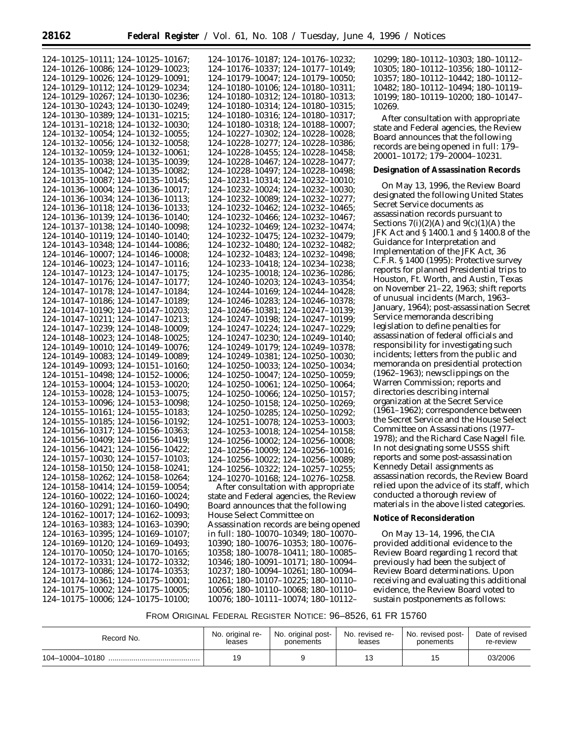124–10125–10111; 124–10125–10167; 124–10126–10086; 124–10129–10023; 124–10129–10026; 124–10129–10091; 124–10129–10112; 124–10129–10234; 124–10129–10267; 124–10130–10236; 124–10130–10243; 124–10130–10249; 124–10130–10389; 124–10131–10215; 124–10131–10218; 124–10132–10030; 124–10132–10054; 124–10132–10055; 124–10132–10056; 124–10132–10058; 124–10132–10059; 124–10132–10061; 124–10135–10038; 124–10135–10039; 124–10135–10042; 124–10135–10082; 124–10135–10087; 124–10135–10145; 124–10136–10004; 124–10136–10017; 124–10136–10034; 124–10136–10113; 124–10136–10118; 124–10136–10133; 124–10136–10139; 124–10136–10140; 124–10137–10138; 124–10140–10098; 124–10140–10119; 124–10140–10140; 124–10143–10348; 124–10144–10086; 124–10146–10007; 124–10146–10008; 124–10146–10023; 124–10147–10116; 124–10147–10123; 124–10147–10175; 124–10147–10176; 124–10147–10177; 124–10147–10178; 124–10147–10184; 124–10147–10186; 124–10147–10189; 124–10147–10190; 124–10147–10203; 124–10147–10211; 124–10147–10213; 124–10147–10239; 124–10148–10009; 124–10148–10023; 124–10148–10025; 124–10149–10010; 124–10149–10076; 124–10149–10083; 124–10149–10089; 124–10149–10093; 124–10151–10160; 124–10151–10498; 124–10152–10006; 124–10153–10004; 124–10153–10020; 124–10153–10028; 124–10153–10075; 124–10153–10096; 124–10153–10098; 124–10155–10161; 124–10155–10183; 124–10155–10185; 124–10156–10192; 124–10156–10317; 124–10156–10363; 124–10156–10409; 124–10156–10419; 124–10156–10421; 124–10156–10422; 124–10157–10030; 124–10157–10103; 124–10158–10150; 124–10158–10241; 124–10158–10262; 124–10158–10264; 124–10158–10414; 124–10159–10054; 124–10160–10022; 124–10160–10024; 124–10160–10291; 124–10160–10490; 124–10162–10017; 124–10162–10093; 124–10163–10383; 124–10163–10390; 124–10163–10395; 124–10169–10107; 124–10169–10120; 124–10169–10493; 124–10170–10050; 124–10170–10165; 124–10172–10331; 124–10172–10332; 124–10173–10086; 124–10174–10353; 124–10174–10361; 124–10175–10001; 124–10175–10002; 124–10175–10005; 124–10175–10006; 124–10175–10100; 124–10176–10187; 124–10176–10232; 124–10176–10337; 124–10177–10149; 124–10179–10047; 124–10179–10050; 124–10180–10106; 124–10180–10311; 124–10180–10312; 124–10180–10313; 124–10180–10314; 124–10180–10315; 124–10180–10316; 124–10180–10317; 124–10180–10318; 124–10188–10007; 124–10227–10302; 124–10228–10028; 124–10228–10277; 124–10228–10386; 124–10228–10455; 124–10228–10458; 124–10228–10467; 124–10228–10477; 124–10228–10497; 124–10228–10498; 124–10231–10314; 124–10232–10010; 124–10232–10024; 124–10232–10030; 124–10232–10089; 124–10232–10277; 124–10232–10462; 124–10232–10465; 124–10232–10466; 124–10232–10467; 124–10232–10469; 124–10232–10474; 124–10232–10475; 124–10232–10479; 124–10232–10480; 124–10232–10482; 124–10232–10483; 124–10232–10498; 124–10233–10418; 124–10234–10238; 124–10235–10018; 124–10236–10286; 124–10240–10203; 124–10243–10354; 124–10244–10169; 124–10244–10428; 124–10246–10283; 124–10246–10378; 124–10246–10381; 124–10247–10139; 124–10247–10198; 124–10247–10199; 124–10247–10224; 124–10247–10229; 124–10247–10230; 124–10249–10140; 124–10249–10179; 124–10249–10378; 124–10249–10381; 124–10250–10030; 124–10250–10033; 124–10250–10034; 124–10250–10047; 124–10250–10059; 124–10250–10061; 124–10250–10064; 124–10250–10066; 124–10250–10157; 124–10250–10158; 124–10250–10269; 124–10250–10285; 124–10250–10292; 124–10251–10078; 124–10253–10003; 124–10253–10018; 124–10254–10158; 124–10256–10002; 124–10256–10008; 124–10256–10009; 124–10256–10016; 124–10256–10022; 124–10256–10089; 124–10256–10322; 124–10257–10255; 124–10270–10168; 124–10276–10258.

After consultation with appropriate state and Federal agencies, the Review Board announces that the following House Select Committee on Assassination records are being opened in full: 180–10070–10349; 180–10070–10390; 180–10076–10353; 180–10076–10358; 180–10078–10411; 180–10085–10346; 180–10091–10171; 180–10094–10237; 180–10094–10261; 180–10094–10261; 180–10107–10225; 180–10110–10056; 180–10110–10068; 180–10110–10076; 180–10111–10074; 180–10112–10299; 180–10112–10303; 180–10112–10305; 180–10112–10356; 180–10112–10357; 180–10112–10442; 180–10112–10482; 180–10112–10494; 180–10119–10199; 180–10119–10200; 180–10147–10269.

After consultation with appropriate state and Federal agencies, the Review Board announces that the following records are being opened in full: 179–20001–10172; 179–20004–10231.

**Designation of Assassination Records**

On May 13, 1996, the Review Board designated the following United States Secret Service documents as assassination records pursuant to Sections 7(i)(2)(A) and 9(c)(1)(A) the JFK Act and § 1400.1 and § 1400.8 of the Guidance for Interpretation and Implementation of the JFK Act, 36 C.F.R. § 1400 (1995): Protective survey reports for planned Presidential trips to Houston, Ft. Worth, and Austin, Texas on November 21–22, 1963; shift reports of unusual incidents (March, 1963–January, 1964); post-assassination Secret Service memoranda describing legislation to define penalties for assassination of federal officials and responsibility for investigating such incidents; letters from the public and memoranda on presidential protection (1962–1963); newsclippings on the Warren Commission; reports and directories describing internal organization at the Secret Service (1961–1962); correspondence between the Secret Service and the House Select Committee on Assassinations (1977–1978); and the Richard Case Nagell file. In not designating some USSS shift reports and some post-assassination Kennedy Detail assignments as assassination records, the Review Board relied upon the advice of its staff, which conducted a thorough review of materials in the above listed categories.

**Notice of Reconsideration**

On May 13–14, 1996, the CIA provided additional evidence to the Review Board regarding 1 record that previously had been the subject of Review Board determinations. Upon receiving and evaluating this additional evidence, the Review Board voted to sustain postponements as follows:

FROM ORIGINAL FEDERAL REGISTER NOTICE: 96–8526, 61 FR 15760

| Record No. | No. original releases | No. original postponements | No. revised releases | No. revised postponements | Date of revised re-review |
|---|---|---|---|---|---|
| 104–10004–10180 | 19 | 9 | 13 | 15 | 03/2006 |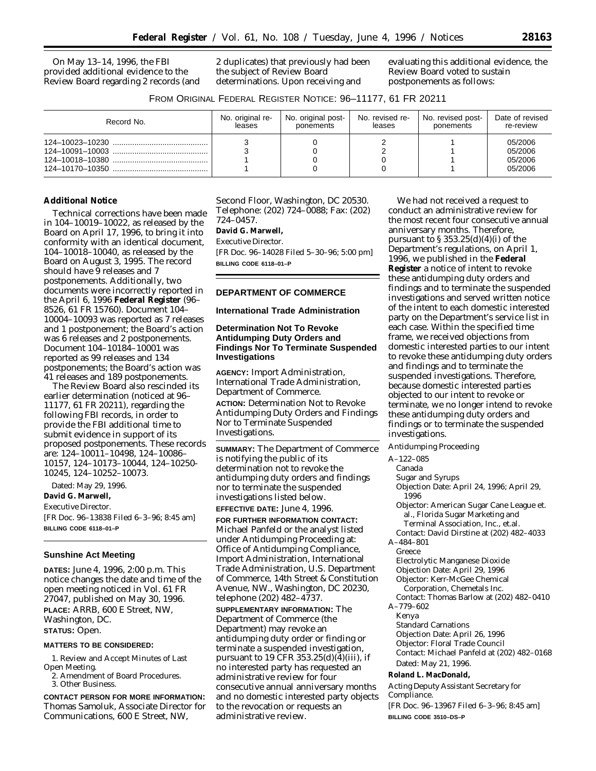On May 13–14, 1996, the FBI provided additional evidence to the Review Board regarding 2 records (and 2 duplicates) that previously had been the subject of Review Board determinations. Upon receiving and evaluating this additional evidence, the Review Board voted to sustain postponements as follows:

FROM ORIGINAL FEDERAL REGISTER NOTICE: 96–11177, 61 FR 20211

| Record No. | No. original releases | No. original postponements | No. revised releases | No. revised postponements | Date of revised re-review |
|---|---|---|---|---|---|
| 124–10023–10230 | 3 | 0 | 2 | 1 | 05/2006 |
| 124–10091–10003 | 3 | 0 | 2 | 1 | 05/2006 |
| 124–10018–10380 | 1 | 0 | 0 | 1 | 05/2006 |
| 124–10170–10350 | 1 | 0 | 0 | 1 | 05/2006 |

**Additional Notice**

Technical corrections have been made in 104–10019–10022, as released by the Board on April 17, 1996, to bring it into conformity with an identical document, 104–10018–10040, as released by the Board on August 3, 1995. The record should have 9 releases and 7 postponements. Additionally, two documents were incorrectly reported in the April 6, 1996 **Federal Register** (96–8526, 61 FR 15760). Document 104–10004–10093 was reported as 7 releases and 1 postponement; the Board's action was 6 releases and 2 postponements. Document 104–10184–10001 was reported as 99 releases and 134 postponements; the Board's action was 41 releases and 189 postponements.

The Review Board also rescinded its earlier determination (noticed at 96–11177, 61 FR 20211), regarding the following FBI records, in order to provide the FBI additional time to submit evidence in support of its proposed postponements. These records are: 124–10011–10498, 124–10086–10157, 124–10173–10044, 124–10250-10245, 124–10252–10073.

Dated: May 29, 1996.

**David G. Marwell,**

*Executive Director.*

[FR Doc. 96–13838 Filed 6–3–96; 8:45 am]

**BILLING CODE 6118–01–P**

---

## Sunshine Act Meeting

**DATES:** June 4, 1996, 2:00 p.m. This notice changes the date and time of the open meeting noticed in Vol. 61 FR 27047, published on May 30, 1996.

**PLACE:** ARRB, 600 E Street, NW, Washington, DC.

**STATUS:** Open.

**MATTERS TO BE CONSIDERED:**

1. Review and Accept Minutes of Last Open Meeting.
2. Amendment of Board Procedures.
3. Other Business.

**CONTACT PERSON FOR MORE INFORMATION:** Thomas Samoluk, Associate Director for Communications, 600 E Street, NW, Second Floor, Washington, DC 20530. Telephone: (202) 724–0088; Fax: (202) 724–0457.

**David G. Marwell,**

*Executive Director.*

[FR Doc. 96–14028 Filed 5–30–96; 5:00 pm]

**BILLING CODE 6118–01–P**

---

## DEPARTMENT OF COMMERCE

### International Trade Administration

### Determination Not To Revoke Antidumping Duty Orders and Findings Nor To Terminate Suspended Investigations

**AGENCY:** Import Administration, International Trade Administration, Department of Commerce.

**ACTION:** Determination Not to Revoke Antidumping Duty Orders and Findings Nor to Terminate Suspended Investigations.

**SUMMARY:** The Department of Commerce is notifying the public of its determination not to revoke the antidumping duty orders and findings nor to terminate the suspended investigations listed below.

**EFFECTIVE DATE:** June 4, 1996.

**FOR FURTHER INFORMATION CONTACT:** Michael Panfeld or the analyst listed under Antidumping Proceeding at: Office of Antidumping Compliance, Import Administration, International Trade Administration, U.S. Department of Commerce, 14th Street & Constitution Avenue, NW., Washington, DC 20230, telephone (202) 482–4737.

**SUPPLEMENTARY INFORMATION:** The Department of Commerce (the Department) may revoke an antidumping duty order or finding or terminate a suspended investigation, pursuant to 19 CFR 353.25(d)(4)(iii), if no interested party has requested an administrative review for four consecutive annual anniversary months and no domestic interested party objects to the revocation or requests an administrative review.

We had not received a request to conduct an administrative review for the most recent four consecutive annual anniversary months. Therefore, pursuant to § 353.25(d)(4)(i) of the Department's regulations, on April 1, 1996, we published in the **Federal Register** a notice of intent to revoke these antidumping duty orders and findings and to terminate the suspended investigations and served written notice of the intent to each domestic interested party on the Department's service list in each case. Within the specified time frame, we received objections from domestic interested parties to our intent to revoke these antidumping duty orders and findings and to terminate the suspended investigations. Therefore, because domestic interested parties objected to our intent to revoke or terminate, we no longer intend to revoke these antidumping duty orders and findings or to terminate the suspended investigations.

*Antidumping Proceeding*

A–122–085
Canada
Sugar and Syrups
Objection Date: April 24, 1996; April 29, 1996
Objector: American Sugar Cane League et. al., Florida Sugar Marketing and Terminal Association, Inc., et.al.
Contact: David Dirstine at (202) 482–4033

A–484–801
Greece
Electrolytic Manganese Dioxide
Objection Date: April 29, 1996
Objector: Kerr-McGee Chemical Corporation, Chemetals Inc.
Contact: Thomas Barlow at (202) 482–0410

A–779–602
Kenya
Standard Carnations
Objection Date: April 26, 1996
Objector: Floral Trade Council
Contact: Michael Panfeld at (202) 482–0168

Dated: May 21, 1996.

**Roland L. MacDonald,**

*Acting Deputy Assistant Secretary for Compliance.*

[FR Doc. 96–13967 Filed 6–3–96; 8:45 am]

**BILLING CODE 3510–DS–P**